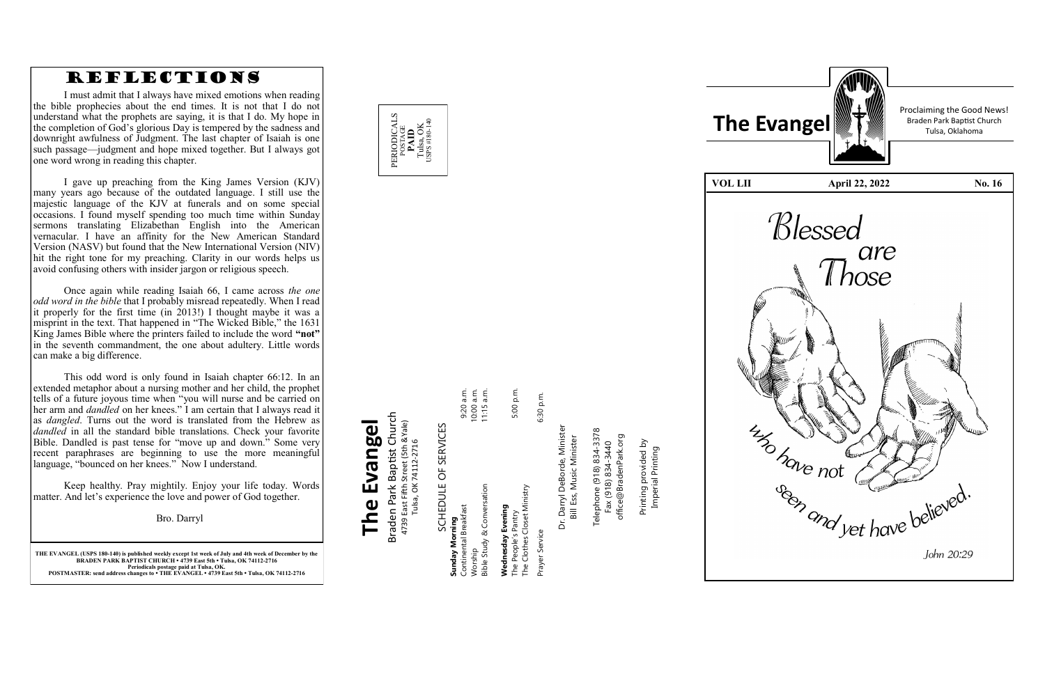# REFLECTIONS

I must admit that I always have mixed emotions when reading the bible prophecies about the end times. It is not that I do not understand what the prophets are saying, it is that I do. My hope in the completion of God's glorious Day is tempered by the sadness and downright awfulness of Judgment. The last chapter of Isaiah is one such passage—judgment and hope mixed together. But I always got one word wrong in reading this chapter.

I gave up preaching from the King James Version (KJV) many years ago because of the outdated language. I still use the majestic language of the KJV at funerals and on some special occasions. I found myself spending too much time within Sunday sermons translating Elizabethan English into the American vernacular. I have an affinity for the New American Standard Version (NASV) but found that the New International Version (NIV) hit the right tone for my preaching. Clarity in our words helps us avoid confusing others with insider jargon or religious speech.

Once again while reading Isaiah 66, I came across *the one odd word in the bible* that I probably misread repeatedly. When I read it properly for the first time (in 2013!) I thought maybe it was a misprint in the text. That happened in "The Wicked Bible," the 1631 King James Bible where the printers failed to include the word **"not"** in the seventh commandment, the one about adultery. Little words can make a big difference.

This odd word is only found in Isaiah chapter 66:12. In an extended metaphor about a nursing mother and her child, the prophet tells of a future joyous time when "you will nurse and be carried on her arm and *dandled* on her knees." I am certain that I always read it as *dangled*. Turns out the word is translated from the Hebrew as *dandled* in all the standard bible translations. Check your favorite Bible. Dandled is past tense for "move up and down." Some very recent paraphrases are beginning to use the more meaningful language, "bounced on her knees." Now I understand.

Keep healthy. Pray mightily. Enjoy your life today. Words matter. And let's experience the love and power of God together.

Bro. Darryl

**THE EVANGEL (USPS 180-140) is published weekly except 1st week of July and 4th week of December by the BRADEN PARK BAPTIST CHURCH • 4739 East 5th • Tulsa, OK 74112-2716**
**Periodicals postage paid at Tulsa, OK.**
**POSTMASTER: send address changes to • THE EVANGEL • 4739 East 5th • Tulsa, OK 74112-2716**

PERIODICALS
POSTAGE
**PAID**
Tulsa, OK
USPS #180-140

# The Evangel

Braden Park Baptist Church
4739 East Fifth Street (5th & Yale)
Tulsa, OK 74112-2716

## SCHEDULE OF SERVICES

**Sunday Morning**

| | |
|---|---|
| Continental Breakfast | 9:20 a.m. |
| Worship | 10:00 a.m. |
| Bible Study & Conversation | 11:15 a.m. |

**Wednesday Evening**

| | |
|---|---|
| The People's Pantry | 5:00 p.m. |
| The Clothes Closet Ministry | |
| Prayer Service | 6:30 p.m. |

Dr. Darryl DeBorde, Minister
Bill Ess, Music Minister

Telephone (918) 834-3378
Fax (918) 834-3440
office@BradenPark.org

Printing provided by
Imperial Printing

# The Evangel

Proclaiming the Good News!
Braden Park Baptist Church
Tulsa, Oklahoma

| VOL LII | April 22, 2022 | No. 16 |
|---|---|---|

*Blessed are Those who have not seen and yet have believed.*

*John 20:29*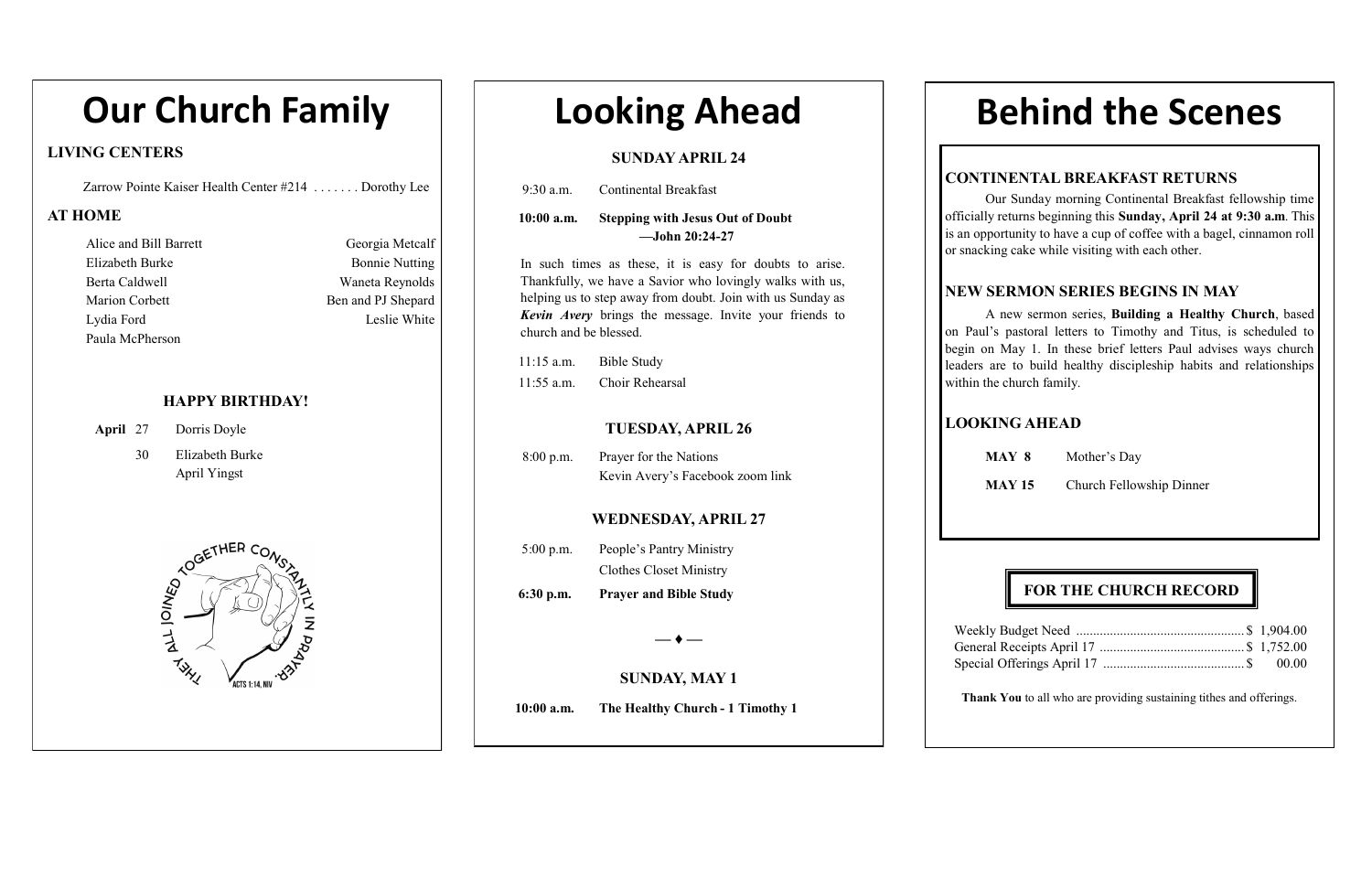# Our Church Family

### LIVING CENTERS

Zarrow Pointe Kaiser Health Center #214 . . . . . . . Dorothy Lee

### AT HOME

Alice and Bill Barrett
Elizabeth Burke
Berta Caldwell
Marion Corbett
Lydia Ford
Paula McPherson
Georgia Metcalf
Bonnie Nutting
Waneta Reynolds
Ben and PJ Shepard
Leslie White

### HAPPY BIRTHDAY!

| | |
|---|---|
| **April** 27 | Dorris Doyle |
| 30 | Elizabeth Burke<br>April Yingst |

THEY ALL JOINED TOGETHER CONSTANTLY IN PRAYER. ACTS 1:14, NIV

# Looking Ahead

### SUNDAY APRIL 24

9:30 a.m. Continental Breakfast

**10:00 a.m. Stepping with Jesus Out of Doubt —John 20:24-27**

In such times as these, it is easy for doubts to arise. Thankfully, we have a Savior who lovingly walks with us, helping us to step away from doubt. Join with us Sunday as ***Kevin Avery*** brings the message. Invite your friends to church and be blessed.

11:15 a.m. Bible Study
11:55 a.m. Choir Rehearsal

### TUESDAY, APRIL 26

8:00 p.m. Prayer for the Nations
Kevin Avery's Facebook zoom link

### WEDNESDAY, APRIL 27

5:00 p.m. People's Pantry Ministry
Clothes Closet Ministry
**6:30 p.m. Prayer and Bible Study**

— ♦ —

### SUNDAY, MAY 1

**10:00 a.m. The Healthy Church - 1 Timothy 1**

# Behind the Scenes

### CONTINENTAL BREAKFAST RETURNS

Our Sunday morning Continental Breakfast fellowship time officially returns beginning this **Sunday, April 24 at 9:30 a.m**. This is an opportunity to have a cup of coffee with a bagel, cinnamon roll or snacking cake while visiting with each other.

### NEW SERMON SERIES BEGINS IN MAY

A new sermon series, **Building a Healthy Church**, based on Paul's pastoral letters to Timothy and Titus, is scheduled to begin on May 1. In these brief letters Paul advises ways church leaders are to build healthy discipleship habits and relationships within the church family.

### LOOKING AHEAD

**MAY 8** Mother's Day
**MAY 15** Church Fellowship Dinner

### FOR THE CHURCH RECORD

| | |
|---|---|
| Weekly Budget Need | $ 1,904.00 |
| General Receipts April 17 | $ 1,752.00 |
| Special Offerings April 17 | $ 00.00 |

**Thank You** to all who are providing sustaining tithes and offerings.